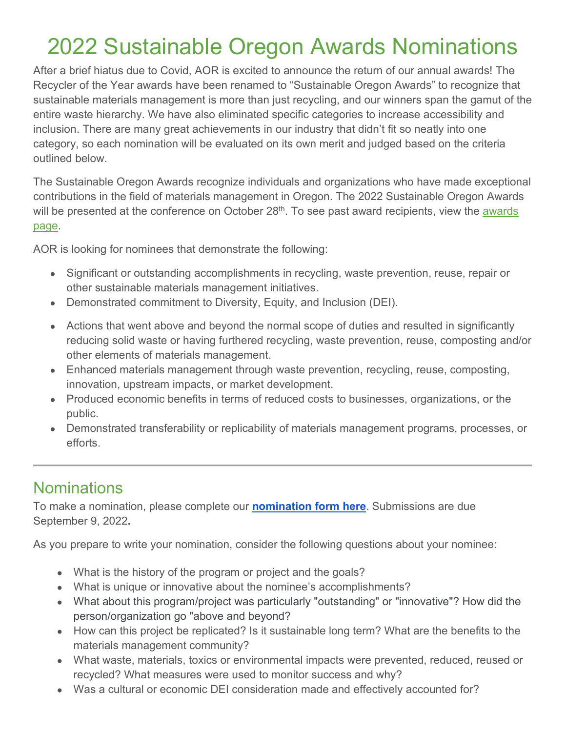# 2022 Sustainable Oregon Awards Nominations

After a brief hiatus due to Covid, AOR is excited to announce the return of our annual awards! The Recycler of the Year awards have been renamed to "Sustainable Oregon Awards" to recognize that sustainable materials management is more than just recycling, and our winners span the gamut of the entire waste hierarchy. We have also eliminated specific categories to increase accessibility and inclusion. There are many great achievements in our industry that didn't fit so neatly into one category, so each nomination will be evaluated on its own merit and judged based on the criteria outlined below.

The Sustainable Oregon Awards recognize individuals and organizations who have made exceptional contributions in the field of materials management in Oregon. The 2022 Sustainable Oregon Awards will be presented at the conference on October 28th. To see past award recipients, view the awards page.

AOR is looking for nominees that demonstrate the following:

- Significant or outstanding accomplishments in recycling, waste prevention, reuse, repair or other sustainable materials management initiatives.
- Demonstrated commitment to Diversity, Equity, and Inclusion (DEI).
- Actions that went above and beyond the normal scope of duties and resulted in significantly reducing solid waste or having furthered recycling, waste prevention, reuse, composting and/or other elements of materials management.
- Enhanced materials management through waste prevention, recycling, reuse, composting, innovation, upstream impacts, or market development.
- Produced economic benefits in terms of reduced costs to businesses, organizations, or the public.
- Demonstrated transferability or replicability of materials management programs, processes, or efforts.

---

## Nominations

To make a nomination, please complete our **nomination form here**. Submissions are due September 9, 2022**.**

As you prepare to write your nomination, consider the following questions about your nominee:

- What is the history of the program or project and the goals?
- What is unique or innovative about the nominee's accomplishments?
- What about this program/project was particularly "outstanding" or "innovative"? How did the person/organization go "above and beyond?
- How can this project be replicated? Is it sustainable long term? What are the benefits to the materials management community?
- What waste, materials, toxics or environmental impacts were prevented, reduced, reused or recycled? What measures were used to monitor success and why?
- Was a cultural or economic DEI consideration made and effectively accounted for?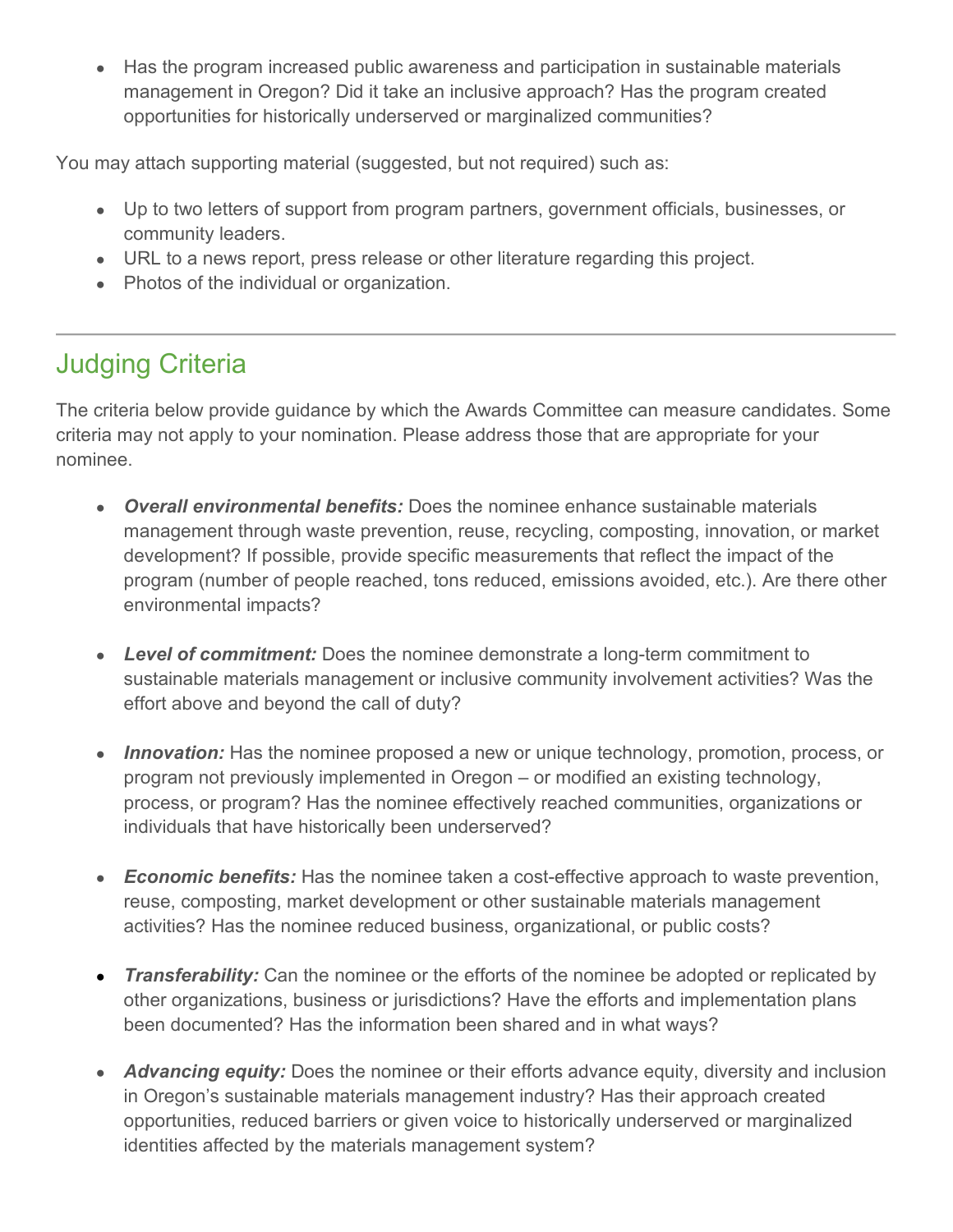- Has the program increased public awareness and participation in sustainable materials management in Oregon? Did it take an inclusive approach? Has the program created opportunities for historically underserved or marginalized communities?

You may attach supporting material (suggested, but not required) such as:

- Up to two letters of support from program partners, government officials, businesses, or community leaders.
- URL to a news report, press release or other literature regarding this project.
- Photos of the individual or organization.

---

## Judging Criteria

The criteria below provide guidance by which the Awards Committee can measure candidates. Some criteria may not apply to your nomination. Please address those that are appropriate for your nominee.

- ***Overall environmental benefits:*** Does the nominee enhance sustainable materials management through waste prevention, reuse, recycling, composting, innovation, or market development? If possible, provide specific measurements that reflect the impact of the program (number of people reached, tons reduced, emissions avoided, etc.). Are there other environmental impacts?

- ***Level of commitment:*** Does the nominee demonstrate a long-term commitment to sustainable materials management or inclusive community involvement activities? Was the effort above and beyond the call of duty?

- ***Innovation:*** Has the nominee proposed a new or unique technology, promotion, process, or program not previously implemented in Oregon – or modified an existing technology, process, or program? Has the nominee effectively reached communities, organizations or individuals that have historically been underserved?

- ***Economic benefits:*** Has the nominee taken a cost-effective approach to waste prevention, reuse, composting, market development or other sustainable materials management activities? Has the nominee reduced business, organizational, or public costs?

- ***Transferability:*** Can the nominee or the efforts of the nominee be adopted or replicated by other organizations, business or jurisdictions? Have the efforts and implementation plans been documented? Has the information been shared and in what ways?

- ***Advancing equity:*** Does the nominee or their efforts advance equity, diversity and inclusion in Oregon's sustainable materials management industry? Has their approach created opportunities, reduced barriers or given voice to historically underserved or marginalized identities affected by the materials management system?